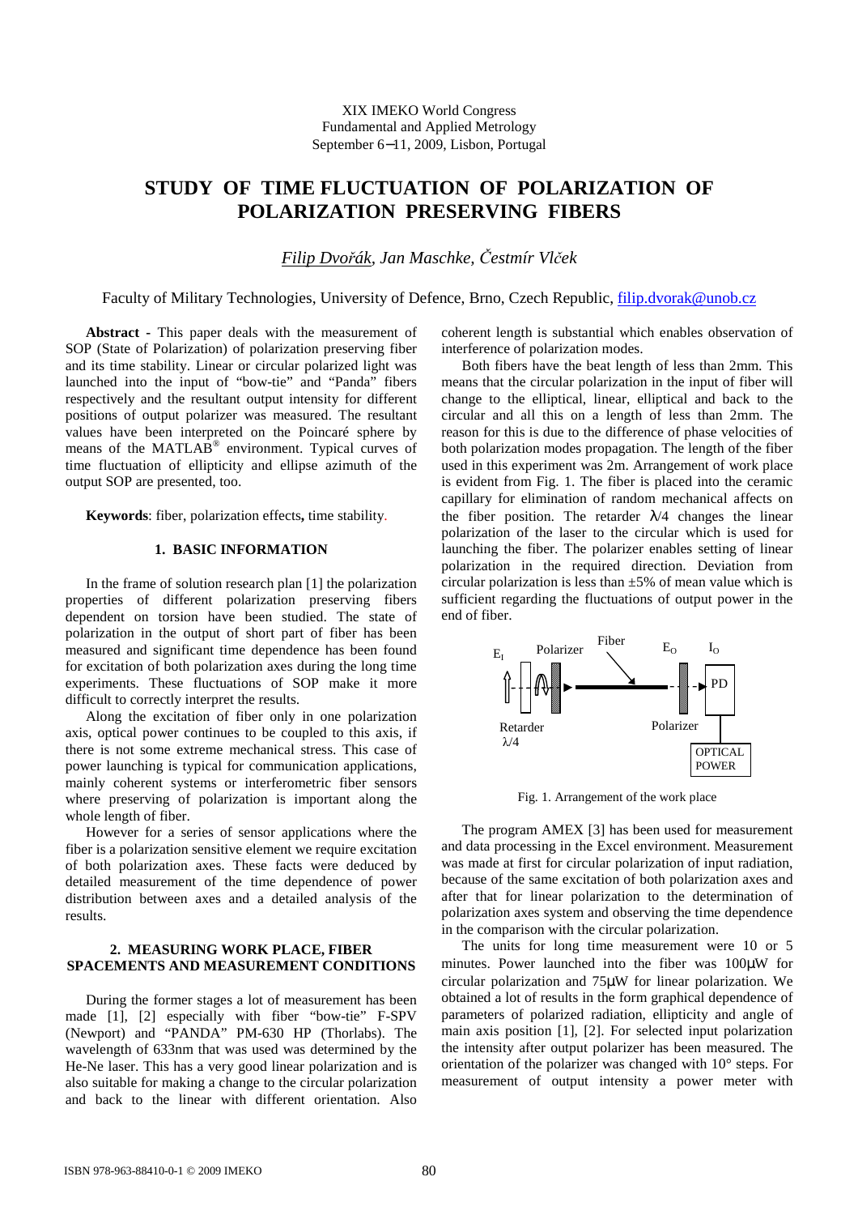XIX IMEKO World Congress
Fundamental and Applied Metrology
September 6−11, 2009, Lisbon, Portugal

# STUDY OF TIME FLUCTUATION OF POLARIZATION OF POLARIZATION PRESERVING FIBERS

*Filip Dvořák, Jan Maschke, Čestmír Vlček*

Faculty of Military Technologies, University of Defence, Brno, Czech Republic, filip.dvorak@unob.cz

**Abstract** - This paper deals with the measurement of SOP (State of Polarization) of polarization preserving fiber and its time stability. Linear or circular polarized light was launched into the input of "bow-tie" and "Panda" fibers respectively and the resultant output intensity for different positions of output polarizer was measured. The resultant values have been interpreted on the Poincaré sphere by means of the MATLAB® environment. Typical curves of time fluctuation of ellipticity and ellipse azimuth of the output SOP are presented, too.

**Keywords**: fiber, polarization effects**,** time stability.

## 1. BASIC INFORMATION

In the frame of solution research plan [1] the polarization properties of different polarization preserving fibers dependent on torsion have been studied. The state of polarization in the output of short part of fiber has been measured and significant time dependence has been found for excitation of both polarization axes during the long time experiments. These fluctuations of SOP make it more difficult to correctly interpret the results.

Along the excitation of fiber only in one polarization axis, optical power continues to be coupled to this axis, if there is not some extreme mechanical stress. This case of power launching is typical for communication applications, mainly coherent systems or interferometric fiber sensors where preserving of polarization is important along the whole length of fiber.

However for a series of sensor applications where the fiber is a polarization sensitive element we require excitation of both polarization axes. These facts were deduced by detailed measurement of the time dependence of power distribution between axes and a detailed analysis of the results.

## 2. MEASURING WORK PLACE, FIBER SPACEMENTS AND MEASUREMENT CONDITIONS

During the former stages a lot of measurement has been made [1], [2] especially with fiber "bow-tie" F-SPV (Newport) and "PANDA" PM-630 HP (Thorlabs). The wavelength of 633nm that was used was determined by the He-Ne laser. This has a very good linear polarization and is also suitable for making a change to the circular polarization and back to the linear with different orientation. Also coherent length is substantial which enables observation of interference of polarization modes.

Both fibers have the beat length of less than 2mm. This means that the circular polarization in the input of fiber will change to the elliptical, linear, elliptical and back to the circular and all this on a length of less than 2mm. The reason for this is due to the difference of phase velocities of both polarization modes propagation. The length of the fiber used in this experiment was 2m. Arrangement of work place is evident from Fig. 1. The fiber is placed into the ceramic capillary for elimination of random mechanical affects on the fiber position. The retarder $\lambda/4$ changes the linear polarization of the laser to the circular which is used for launching the fiber. The polarizer enables setting of linear polarization in the required direction. Deviation from circular polarization is less than ±5% of mean value which is sufficient regarding the fluctuations of output power in the end of fiber.

Fig. 1. Arrangement of the work place

The program AMEX [3] has been used for measurement and data processing in the Excel environment. Measurement was made at first for circular polarization of input radiation, because of the same excitation of both polarization axes and after that for linear polarization to the determination of polarization axes system and observing the time dependence in the comparison with the circular polarization.

The units for long time measurement were 10 or 5 minutes. Power launched into the fiber was 100μW for circular polarization and 75μW for linear polarization. We obtained a lot of results in the form graphical dependence of parameters of polarized radiation, ellipticity and angle of main axis position [1], [2]. For selected input polarization the intensity after output polarizer has been measured. The orientation of the polarizer was changed with 10° steps. For measurement of output intensity a power meter with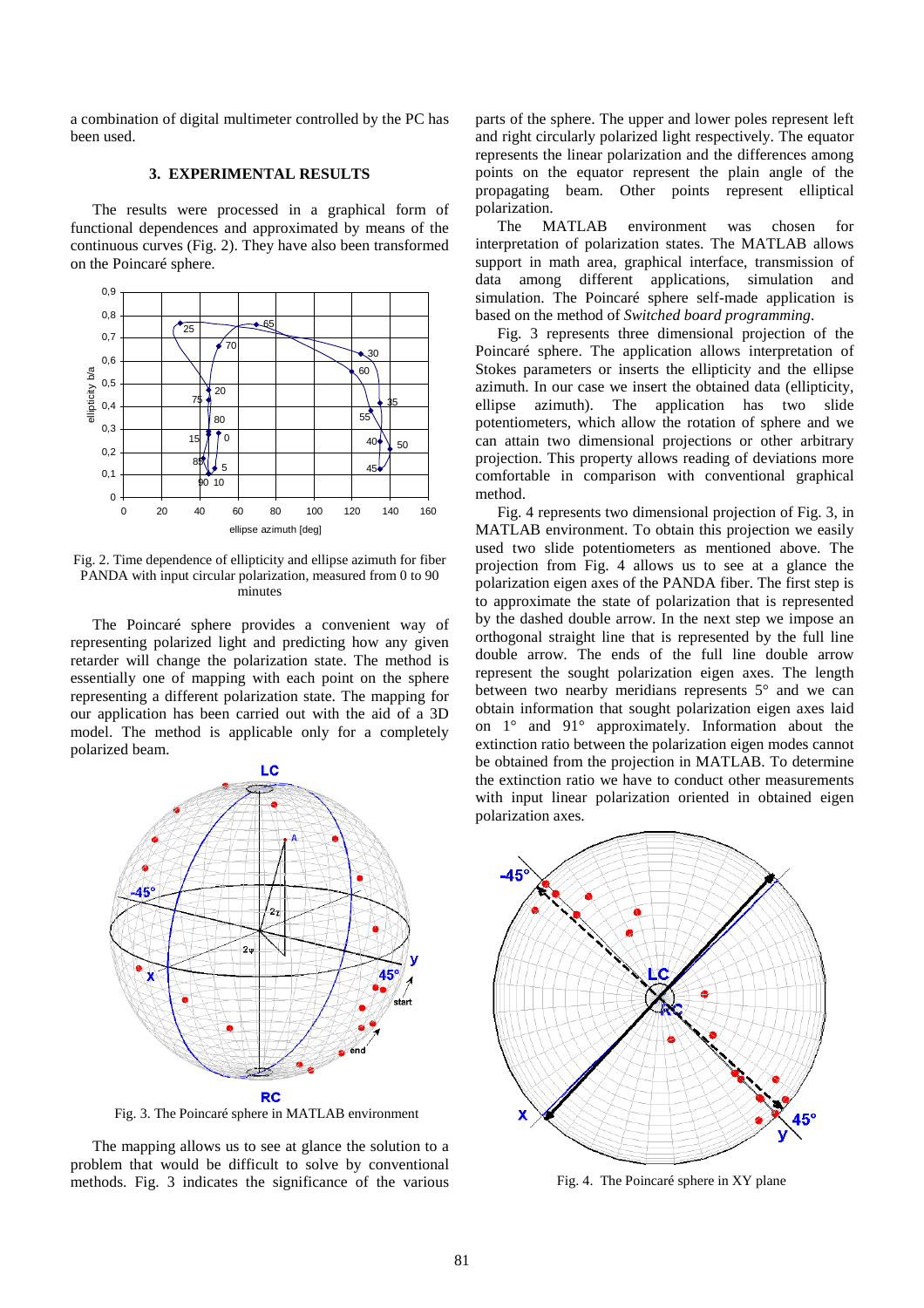a combination of digital multimeter controlled by the PC has been used.

## 3. EXPERIMENTAL RESULTS

The results were processed in a graphical form of functional dependences and approximated by means of the continuous curves (Fig. 2). They have also been transformed on the Poincaré sphere.

Fig. 2. Time dependence of ellipticity and ellipse azimuth for fiber PANDA with input circular polarization, measured from 0 to 90 minutes

The Poincaré sphere provides a convenient way of representing polarized light and predicting how any given retarder will change the polarization state. The method is essentially one of mapping with each point on the sphere representing a different polarization state. The mapping for our application has been carried out with the aid of 3D model. The method is applicable only for a completely polarized beam.

Fig. 3. The Poincaré sphere in MATLAB environment

The mapping allows us to see at glance the solution to a problem that would be difficult to solve by conventional methods. Fig. 3 indicates the significance of the various parts of the sphere. The upper and lower poles represent left and right circularly polarized light respectively. The equator represents the linear polarization and the differences among points on the equator represent the plain angle of the propagating beam. Other points represent elliptical polarization.

The MATLAB environment was chosen for interpretation of polarization states. The MATLAB allows support in math area, graphical interface, transmission of data among different applications, simulation and simulation. The Poincaré sphere self-made application is based on the method of *Switched board programming*.

Fig. 3 represents three dimensional projection of the Poincaré sphere. The application allows interpretation of Stokes parameters or inserts the ellipticity and the ellipse azimuth. In our case we insert the obtained data (ellipticity, ellipse azimuth). The application has two slide potentiometers, which allow the rotation of sphere and we can attain two dimensional projections or other arbitrary projection. This property allows reading of deviations more comfortable in comparison with conventional graphical method.

Fig. 4 represents two dimensional projection of Fig. 3, in MATLAB environment. To obtain this projection we easily used two slide potentiometers as mentioned above. The projection from Fig. 4 allows us to a glance the polarization eigen axes of the PANDA fiber. The first step is to approximate the state of polarization that is represented by the dashed double arrow. In the next step we impose an orthogonal straight line that is represented by the full line double arrow. The ends of the full line double arrow represent the sought polarization eigen axes. The length between two nearby meridians represents 5° and we can obtain information that sought polarization eigen axes laid on 1° and 91° approximately. Information about the extinction ratio between the polarization eigen modes cannot be obtained from the projection in MATLAB. To determine the extinction ratio we have to conduct other measurements with input linear polarization oriented in obtained eigen polarization axes.

Fig. 4. The Poincaré sphere in XY plane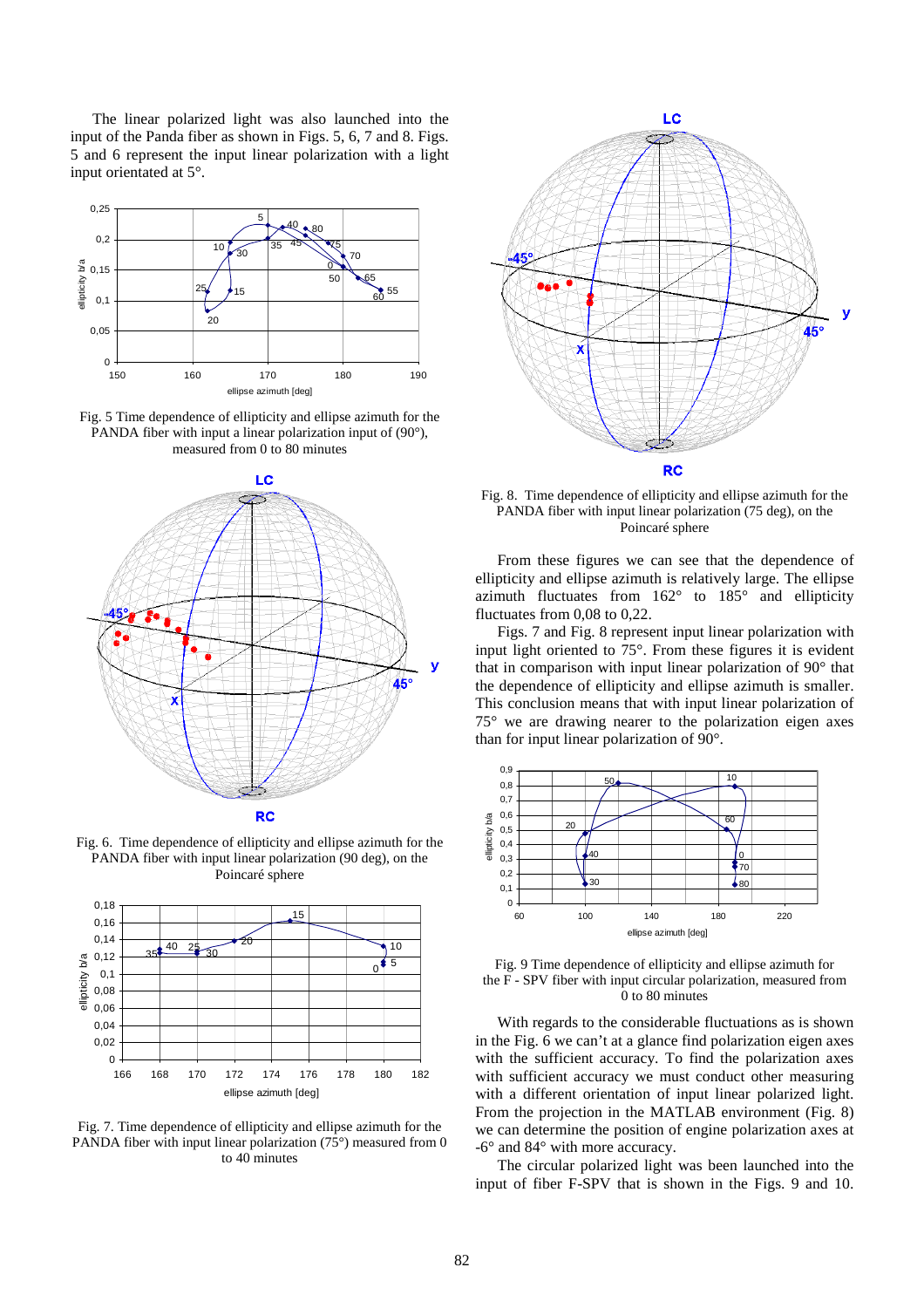The linear polarized light was also launched into the input of the Panda fiber as shown in Figs. 5, 6, 7 and 8. Figs. 5 and 6 represent the input linear polarization with a light input orientated at 5°.

Fig. 5 Time dependence of ellipticity and ellipse azimuth for the PANDA fiber with input a linear polarization input of (90°), measured from 0 to 80 minutes

Fig. 6. Time dependence of ellipticity and ellipse azimuth for the PANDA fiber with input linear polarization (90 deg), on the Poincaré sphere

Fig. 7. Time dependence of ellipticity and ellipse azimuth for the PANDA fiber with input linear polarization (75°) measured from 0 to 40 minutes

Fig. 8. Time dependence of ellipticity and ellipse azimuth for the PANDA fiber with input linear polarization (75 deg), on the Poincaré sphere

From these figures we can see that the dependence of ellipticity and ellipse azimuth is relatively large. The ellipse azimuth fluctuates from 162° to 185° and ellipticity fluctuates from 0,08 to 0,22.

Figs. 7 and Fig. 8 represent input linear polarization with input light oriented to 75°. From these figures it is evident that in comparison with input linear polarization of 90° that the dependence of ellipticity and ellipse azimuth is smaller. This conclusion means that with input linear polarization of 75° we are drawing nearer to the polarization eigen axes than for input linear polarization of 90°.

Fig. 9 Time dependence of ellipticity and ellipse azimuth for the F - SPV fiber with input circular polarization, measured from 0 to 80 minutes

With regards to the considerable fluctuations as is shown in the Fig. 6 we can't at a glance find polarization eigen axes with the sufficient accuracy. To find the polarization axes with sufficient accuracy we must conduct other measuring with a different orientation of input linear polarized light. From the projection in the MATLAB environment (Fig. 8) we can determine the position of engine polarization axes at -6° and 84° with more accuracy.

The circular polarized light was been launched into the input of fiber F-SPV that is shown in the Figs. 9 and 10.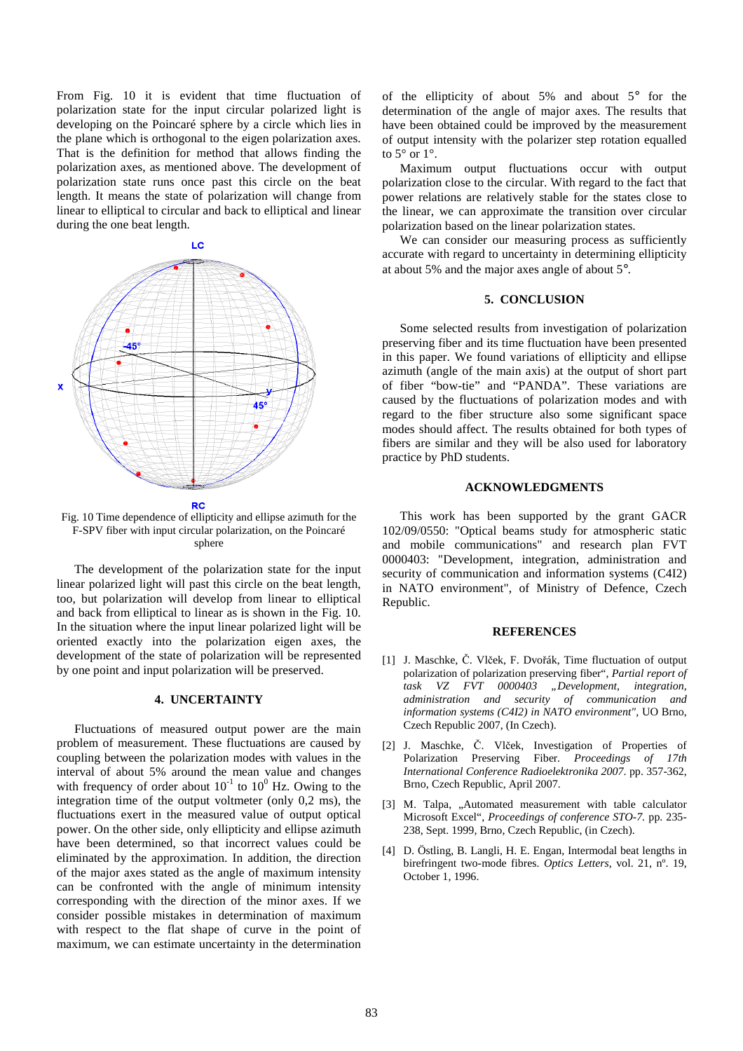From Fig. 10 it is evident that time fluctuation of polarization state for the input circular polarized light is developing on the Poincaré sphere by a circle which lies in the plane which is orthogonal to the eigen polarization axes. That is the definition for method that allows finding the polarization axes, as mentioned above. The development of polarization state runs once past this circle on the beat length. It means the state of polarization will change from linear to elliptical to circular and back to elliptical and linear during the one beat length.

LC

-45°

x

y

45°

RC

Fig. 10 Time dependence of ellipticity and ellipse azimuth for the F-SPV fiber with input circular polarization, on the Poincaré sphere

The development of the polarization state for the input linear polarized light will past this circle on the beat length, too, but polarization will develop from linear to elliptical and back from elliptical to linear as is shown in the Fig. 10. In the situation where the input linear polarized light will be oriented exactly into the polarization eigen axes, the development of the state of polarization will be represented by one point and input polarization will be preserved.

## 4. UNCERTAINTY

Fluctuations of measured output power are the main problem of measurement. These fluctuations are caused by coupling between the polarization modes with values in the interval of about 5% around the mean value and changes with frequency of order about $10^{-1}$ to $10^{0}$ Hz. Owing to the integration time of the output voltmeter (only 0,2 ms), the fluctuations exert in the measured value of output optical power. On the other side, only ellipticity and ellipse azimuth have been determined, so that incorrect values could be eliminated by the approximation. In addition, the direction of the major axes stated as the angle of maximum intensity can be confronted with the angle of minimum intensity corresponding with the direction of the minor axes. If we consider possible mistakes in determination of maximum with respect to the flat shape of curve in the point of maximum, we can estimate uncertainty in the determination of the ellipticity of about 5% and about 5° for the determination of the angle of major axes. The results that have been obtained could be improved by the measurement of output intensity with the polarizer step rotation equalled to 5° or 1°.

Maximum output fluctuations occur with output polarization close to the circular. With regard to the fact that power relations are relatively stable for the states close to the linear, we can approximate the transition over circular polarization based on the linear polarization states.

We can consider our measuring process as sufficiently accurate with regard to uncertainty in determining ellipticity at about 5% and the major axes angle of about 5°.

## 5. CONCLUSION

Some selected results from investigation of polarization preserving fiber and its time fluctuation have been presented in this paper. We found variations of ellipticity and ellipse azimuth (angle of the main axis) at the output of short part of fiber "bow-tie" and "PANDA". These variations are caused by the fluctuations of polarization modes and with regard to the fiber structure also some significant space modes should affect. The results obtained for both types of fibers are similar and they will be also used for laboratory practice by PhD students.

## ACKNOWLEDGMENTS

This work has been supported by the grant GACR 102/09/0550: "Optical beams study for atmospheric static and mobile communications" and research plan FVT 0000403: "Development, integration, administration and security of communication and information systems (C4I2) in NATO environment", of Ministry of Defence, Czech Republic.

## REFERENCES

[1] J. Maschke, Č. Vlček, F. Dvořák, Time fluctuation of output polarization of polarization preserving fiber", *Partial report of task VZ FVT 0000403 „Development, integration, administration and security of communication and information systems (C4I2) in NATO environment"*, UO Brno, Czech Republic 2007, (In Czech).

[2] J. Maschke, Č. Vlček, Investigation of Properties of Polarization Preserving Fiber. *Proceedings of 17th International Conference Radioelektronika 2007*. pp. 357-362, Brno, Czech Republic, April 2007.

[3] M. Talpa, „Automated measurement with table calculator Microsoft Excel", *Proceedings of conference STO-7.* pp. 235-238, Sept. 1999, Brno, Czech Republic, (in Czech).

[4] D. Östling, B. Langli, H. E. Engan, Intermodal beat lengths in birefringent two-mode fibres. *Optics Letters*, vol. 21, nº. 19, October 1, 1996.